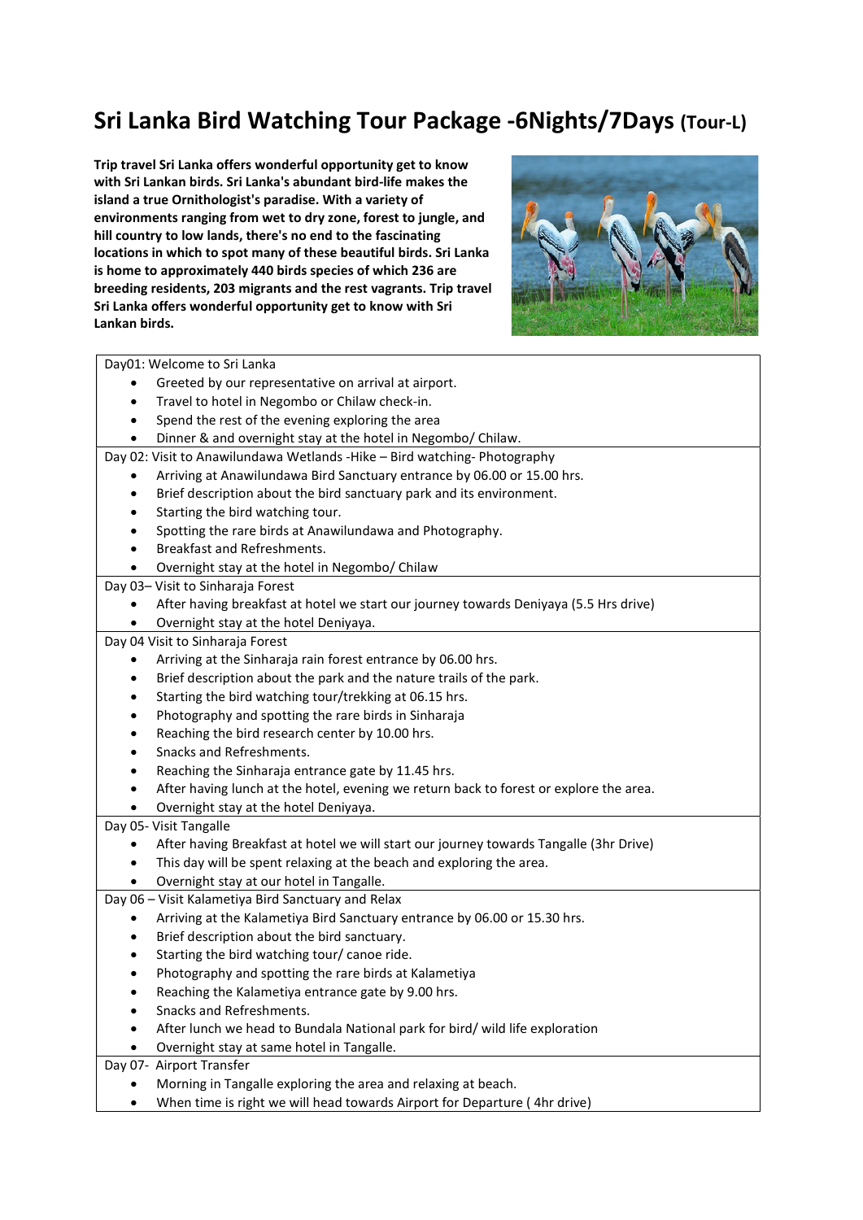# Sri Lanka Bird Watching Tour Package -6Nights/7Days (Tour-L)

**Trip travel Sri Lanka offers wonderful opportunity get to know with Sri Lankan birds. Sri Lanka's abundant bird-life makes the island a true Ornithologist's paradise. With a variety of environments ranging from wet to dry zone, forest to jungle, and hill country to low lands, there's no end to the fascinating locations in which to spot many of these beautiful birds. Sri Lanka is home to approximately 440 birds species of which 236 are breeding residents, 203 migrants and the rest vagrants. Trip travel Sri Lanka offers wonderful opportunity get to know with Sri Lankan birds.**

Day01: Welcome to Sri Lanka

- Greeted by our representative on arrival at airport.
- Travel to hotel in Negombo or Chilaw check-in.
- Spend the rest of the evening exploring the area
- Dinner & and overnight stay at the hotel in Negombo/ Chilaw.

Day 02: Visit to Anawilundawa Wetlands -Hike – Bird watching- Photography

- Arriving at Anawilundawa Bird Sanctuary entrance by 06.00 or 15.00 hrs.
- Brief description about the bird sanctuary park and its environment.
- Starting the bird watching tour.
- Spotting the rare birds at Anawilundawa and Photography.
- Breakfast and Refreshments.
- Overnight stay at the hotel in Negombo/ Chilaw

Day 03– Visit to Sinharaja Forest

- After having breakfast at hotel we start our journey towards Deniyaya (5.5 Hrs drive)
- Overnight stay at the hotel Deniyaya.

Day 04 Visit to Sinharaja Forest

- Arriving at the Sinharaja rain forest entrance by 06.00 hrs.
- Brief description about the park and the nature trails of the park.
- Starting the bird watching tour/trekking at 06.15 hrs.
- Photography and spotting the rare birds in Sinharaja
- Reaching the bird research center by 10.00 hrs.
- Snacks and Refreshments.
- Reaching the Sinharaja entrance gate by 11.45 hrs.
- After having lunch at the hotel, evening we return back to forest or explore the area.
- Overnight stay at the hotel Deniyaya.

Day 05- Visit Tangalle

- After having Breakfast at hotel we will start our journey towards Tangalle (3hr Drive)
- This day will be spent relaxing at the beach and exploring the area.
- Overnight stay at our hotel in Tangalle.

Day 06 – Visit Kalametiya Bird Sanctuary and Relax

- Arriving at the Kalametiya Bird Sanctuary entrance by 06.00 or 15.30 hrs.
- Brief description about the bird sanctuary.
- Starting the bird watching tour/ canoe ride.
- Photography and spotting the rare birds at Kalametiya
- Reaching the Kalametiya entrance gate by 9.00 hrs.
- Snacks and Refreshments.
- After lunch we head to Bundala National park for bird/ wild life exploration
- Overnight stay at same hotel in Tangalle.

Day 07- Airport Transfer

- Morning in Tangalle exploring the area and relaxing at beach.
- When time is right we will head towards Airport for Departure ( 4hr drive)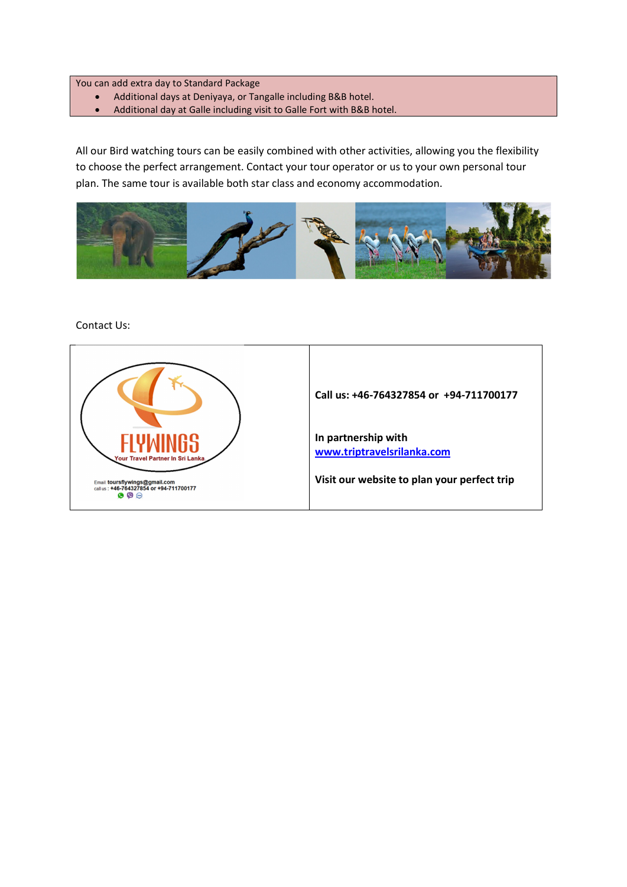You can add extra day to Standard Package

- Additional days at Deniyaya, or Tangalle including B&B hotel.
- Additional day at Galle including visit to Galle Fort with B&B hotel.

All our Bird watching tours can be easily combined with other activities, allowing you the flexibility to choose the perfect arrangement. Contact your tour operator or us to your own personal tour plan. The same tour is available both star class and economy accommodation.

Contact Us:

| | |
|---|---|
| FLYWINGS<br>Your Travel Partner In Sri Lanka<br>Email: toursflywings@gmail.com<br>call us : +46-764327854 or +94-711700177 | **Call us: +46-764327854 or +94-711700177**<br><br>**In partnership with**<br>**www.triptravelsrilanka.com**<br><br>**Visit our website to plan your perfect trip** |